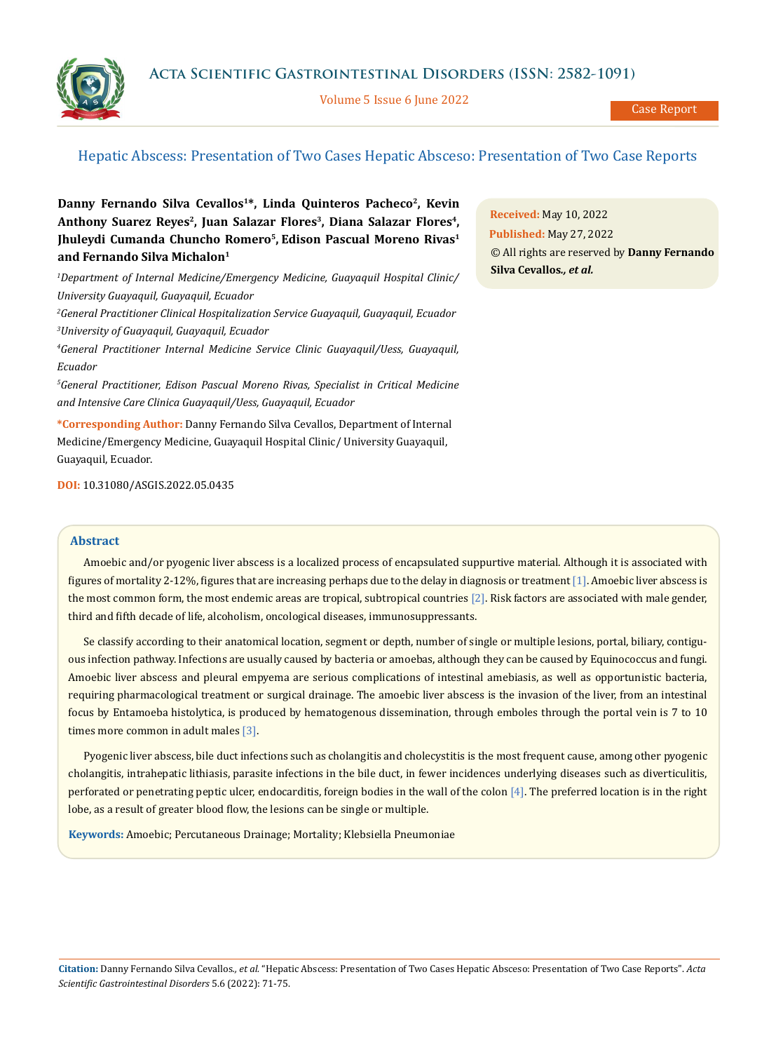Case Report

# Hepatic Abscess: Presentation of Two Cases Hepatic Absceso: Presentation of Two Case Reports

**Danny Fernando Silva Cevallos[1]\*, Linda Quinteros Pacheco[2], Kevin Anthony Suarez Reyes[2], Juan Salazar Flores[3], Diana Salazar Flores[4], Jhuleydi Cumanda Chuncho Romero[5], Edison Pascual Moreno Rivas[1] and Fernando Silva Michalon[1]**

*[1]Department of Internal Medicine/Emergency Medicine, Guayaquil Hospital Clinic/ University Guayaquil, Guayaquil, Ecuador*

*[2]General Practitioner Clinical Hospitalization Service Guayaquil, Guayaquil, Ecuador*

*[3]University of Guayaquil, Guayaquil, Ecuador*

*[4]General Practitioner Internal Medicine Service Clinic Guayaquil/Uess, Guayaquil, Ecuador*

*[5]General Practitioner, Edison Pascual Moreno Rivas, Specialist in Critical Medicine and Intensive Care Clinica Guayaquil/Uess, Guayaquil, Ecuador*

**\*Corresponding Author:** Danny Fernando Silva Cevallos, Department of Internal Medicine/Emergency Medicine, Guayaquil Hospital Clinic/ University Guayaquil, Guayaquil, Ecuador.

**DOI:** 10.31080/ASGIS.2022.05.0435

**Received:** May 10, 2022
**Published:** May 27, 2022
© All rights are reserved by **Danny Fernando Silva Cevallos.*, et al.***

## Abstract

Amoebic and/or pyogenic liver abscess is a localized process of encapsulated suppurtive material. Although it is associated with figures of mortality 2-12%, figures that are increasing perhaps due to the delay in diagnosis or treatment [1]. Amoebic liver abscess is the most common form, the most endemic areas are tropical, subtropical countries [2]. Risk factors are associated with male gender, third and fifth decade of life, alcoholism, oncological diseases, immunosuppressants.

Se classify according to their anatomical location, segment or depth, number of single or multiple lesions, portal, biliary, contiguous infection pathway. Infections are usually caused by bacteria or amoebas, although they can be caused by Equinococcus and fungi. Amoebic liver abscess and pleural empyema are serious complications of intestinal amebiasis, as well as opportunistic bacteria, requiring pharmacological treatment or surgical drainage. The amoebic liver abscess is the invasion of the liver, from an intestinal focus by Entamoeba histolytica, is produced by hematogenous dissemination, through emboles through the portal vein is 7 to 10 times more common in adult males [3].

Pyogenic liver abscess, bile duct infections such as cholangitis and cholecystitis is the most frequent cause, among other pyogenic cholangitis, intrahepatic lithiasis, parasite infections in the bile duct, in fewer incidences underlying diseases such as diverticulitis, perforated or penetrating peptic ulcer, endocarditis, foreign bodies in the wall of the colon [4]. The preferred location is in the right lobe, as a result of greater blood flow, the lesions can be single or multiple.

**Keywords:** Amoebic; Percutaneous Drainage; Mortality; Klebsiella Pneumoniae

**Citation:** Danny Fernando Silva Cevallos., *et al.* "Hepatic Abscess: Presentation of Two Cases Hepatic Absceso: Presentation of Two Case Reports". *Acta Scientific Gastrointestinal Disorders* 5.6 (2022): 71-75.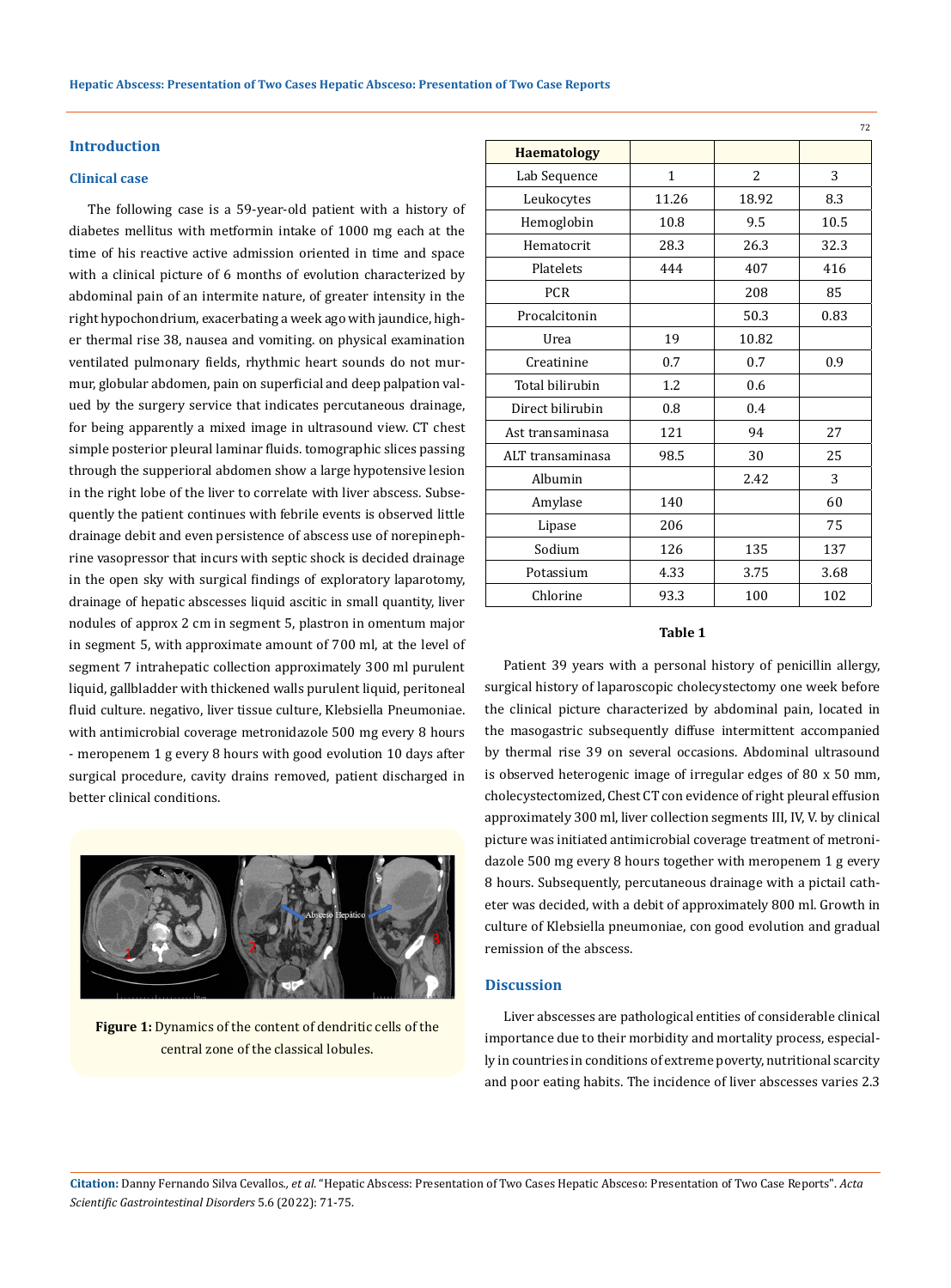## Introduction

### Clinical case

The following case is a 59-year-old patient with a history of diabetes mellitus with metformin intake of 1000 mg each at the time of his reactive active admission oriented in time and space with a clinical picture of 6 months of evolution characterized by abdominal pain of an intermite nature, of greater intensity in the right hypochondrium, exacerbating a week ago with jaundice, higher thermal rise 38, nausea and vomiting. on physical examination ventilated pulmonary fields, rhythmic heart sounds do not murmur, globular abdomen, pain on superficial and deep palpation valued by the surgery service that indicates percutaneous drainage, for being apparently a mixed image in ultrasound view. CT chest simple posterior pleural laminar fluids. tomographic slices passing through the supperioral abdomen show a large hypotensive lesion in the right lobe of the liver to correlate with liver abscess. Subsequently the patient continues with febrile events is observed little drainage debit and even persistence of abscess use of norepinephrine vasopressor that incurs with septic shock is decided drainage in the open sky with surgical findings of exploratory laparotomy, drainage of hepatic abscesses liquid ascitic in small quantity, liver nodules of approx 2 cm in segment 5, plastron in omentum major in segment 5, with approximate amount of 700 ml, at the level of segment 7 intrahepatic collection approximately 300 ml purulent liquid, gallbladder with thickened walls purulent liquid, peritoneal fluid culture. negativo, liver tissue culture, Klebsiella Pneumoniae. with antimicrobial coverage metronidazole 500 mg every 8 hours - meropenem 1 g every 8 hours with good evolution 10 days after surgical procedure, cavity drains removed, patient discharged in better clinical conditions.

**Figure 1:** Dynamics of the content of dendritic cells of the central zone of the classical lobules.

| Haematology | | | |
|---|---|---|---|
| Lab Sequence | 1 | 2 | 3 |
| Leukocytes | 11.26 | 18.92 | 8.3 |
| Hemoglobin | 10.8 | 9.5 | 10.5 |
| Hematocrit | 28.3 | 26.3 | 32.3 |
| Platelets | 444 | 407 | 416 |
| PCR | | 208 | 85 |
| Procalcitonin | | 50.3 | 0.83 |
| Urea | 19 | 10.82 | |
| Creatinine | 0.7 | 0.7 | 0.9 |
| Total bilirubin | 1.2 | 0.6 | |
| Direct bilirubin | 0.8 | 0.4 | |
| Ast transaminasa | 121 | 94 | 27 |
| ALT transaminasa | 98.5 | 30 | 25 |
| Albumin | | 2.42 | 3 |
| Amylase | 140 | | 60 |
| Lipase | 206 | | 75 |
| Sodium | 126 | 135 | 137 |
| Potassium | 4.33 | 3.75 | 3.68 |
| Chlorine | 93.3 | 100 | 102 |

**Table 1**

Patient 39 years with a personal history of penicillin allergy, surgical history of laparoscopic cholecystectomy one week before the clinical picture characterized by abdominal pain, located in the masogastric subsequently diffuse intermittent accompanied by thermal rise 39 on several occasions. Abdominal ultrasound is observed heterogenic image of irregular edges of 80 x 50 mm, cholecystectomized, Chest CT con evidence of right pleural effusion approximately 300 ml, liver collection segments III, IV, V. by clinical picture was initiated antimicrobial coverage treatment of metronidazole 500 mg every 8 hours together with meropenem 1 g every 8 hours. Subsequently, percutaneous drainage with a pictail catheter was decided, with a debit of approximately 800 ml. Growth in culture of Klebsiella pneumoniae, con good evolution and gradual remission of the abscess.

## Discussion

Liver abscesses are pathological entities of considerable clinical importance due to their morbidity and mortality process, especially in countries in conditions of extreme poverty, nutritional scarcity and poor eating habits. The incidence of liver abscesses varies 2.3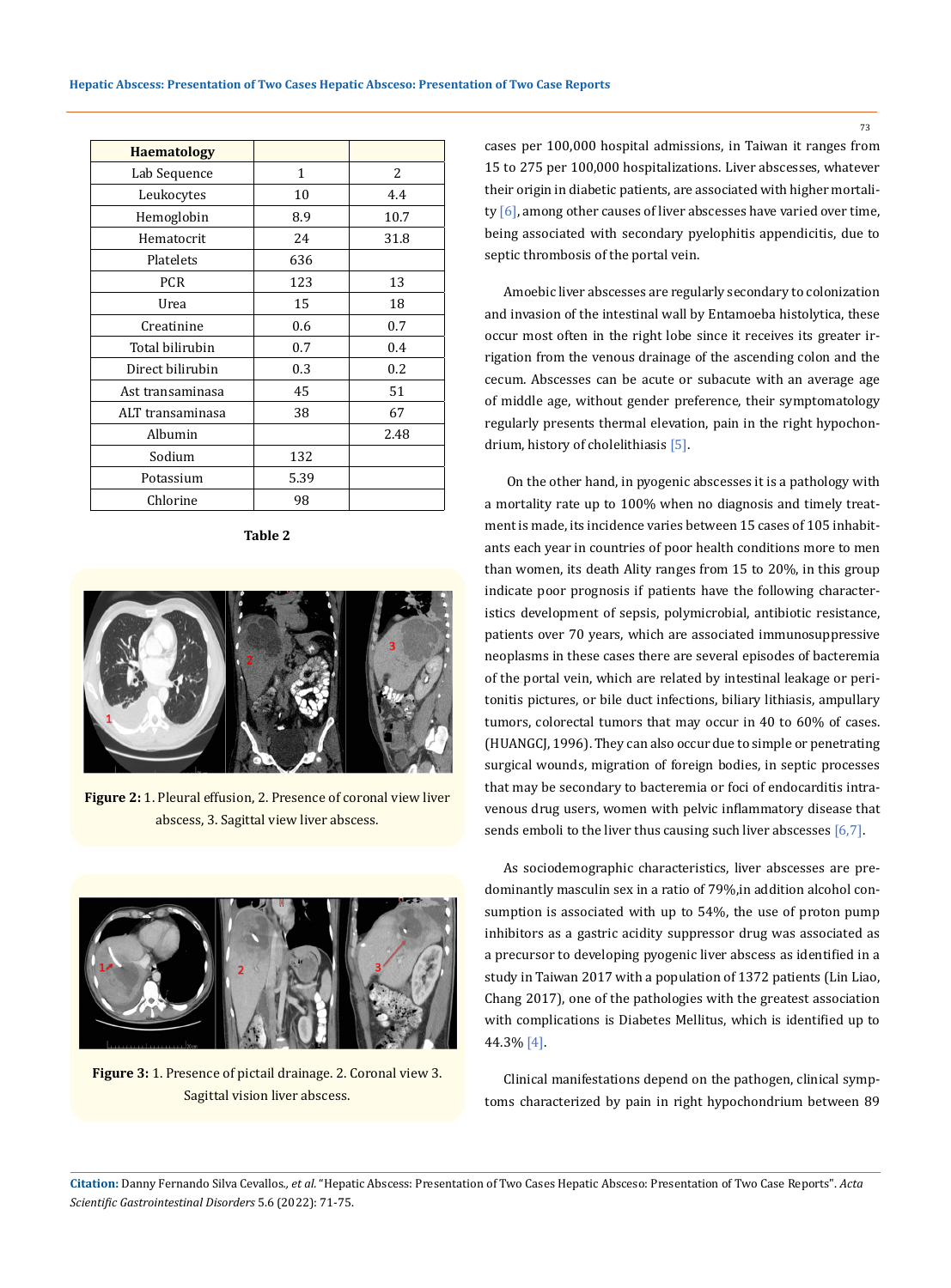| Haematology | | |
|---|---|---|
| Lab Sequence | 1 | 2 |
| Leukocytes | 10 | 4.4 |
| Hemoglobin | 8.9 | 10.7 |
| Hematocrit | 24 | 31.8 |
| Platelets | 636 | |
| PCR | 123 | 13 |
| Urea | 15 | 18 |
| Creatinine | 0.6 | 0.7 |
| Total bilirubin | 0.7 | 0.4 |
| Direct bilirubin | 0.3 | 0.2 |
| Ast transaminasa | 45 | 51 |
| ALT transaminasa | 38 | 67 |
| Albumin | | 2.48 |
| Sodium | 132 | |
| Potassium | 5.39 | |
| Chlorine | 98 | |

**Table 2**

**Figure 2:** 1. Pleural effusion, 2. Presence of coronal view liver abscess, 3. Sagittal view liver abscess.

**Figure 3:** 1. Presence of pictail drainage. 2. Coronal view 3. Sagittal vision liver abscess.

cases per 100,000 hospital admissions, in Taiwan it ranges from 15 to 275 per 100,000 hospitalizations. Liver abscesses, whatever their origin in diabetic patients, are associated with higher mortality [6], among other causes of liver abscesses have varied over time, being associated with secondary pyelophitis appendicitis, due to septic thrombosis of the portal vein.

Amoebic liver abscesses are regularly secondary to colonization and invasion of the intestinal wall by Entamoeba histolytica, these occur most often in the right lobe since it receives its greater irrigation from the venous drainage of the ascending colon and the cecum. Abscesses can be acute or subacute with an average age of middle age, without gender preference, their symptomatology regularly presents thermal elevation, pain in the right hypochondrium, history of cholelithiasis [5].

On the other hand, in pyogenic abscesses it is a pathology with a mortality rate up to 100% when no diagnosis and timely treatment is made, its incidence varies between 15 cases of 105 inhabitants each year in countries of poor health conditions more to men than women, its death Ality ranges from 15 to 20%, in this group indicate poor prognosis if patients have the following characteristics development of sepsis, polymicrobial, antibiotic resistance, patients over 70 years, which are associated immunosuppressive neoplasms in these cases there are several episodes of bacteremia of the portal vein, which are related by intestinal leakage or peritonitis pictures, or bile duct infections, biliary lithiasis, ampullary tumors, colorectal tumors that may occur in 40 to 60% of cases. (HUANGCJ, 1996). They can also occur due to simple or penetrating surgical wounds, migration of foreign bodies, in septic processes that may be secondary to bacteremia or foci of endocarditis intravenous drug users, women with pelvic inflammatory disease that sends emboli to the liver thus causing such liver abscesses [6,7].

As sociodemographic characteristics, liver abscesses are predominantly masculin sex in a ratio of 79%,in addition alcohol consumption is associated with up to 54%, the use of proton pump inhibitors as a gastric acidity suppressor drug was associated as a precursor to developing pyogenic liver abscess as identified in a study in Taiwan 2017 with a population of 1372 patients (Lin Liao, Chang 2017), one of the pathologies with the greatest association with complications is Diabetes Mellitus, which is identified up to 44.3% [4].

Clinical manifestations depend on the pathogen, clinical symptoms characterized by pain in right hypochondrium between 89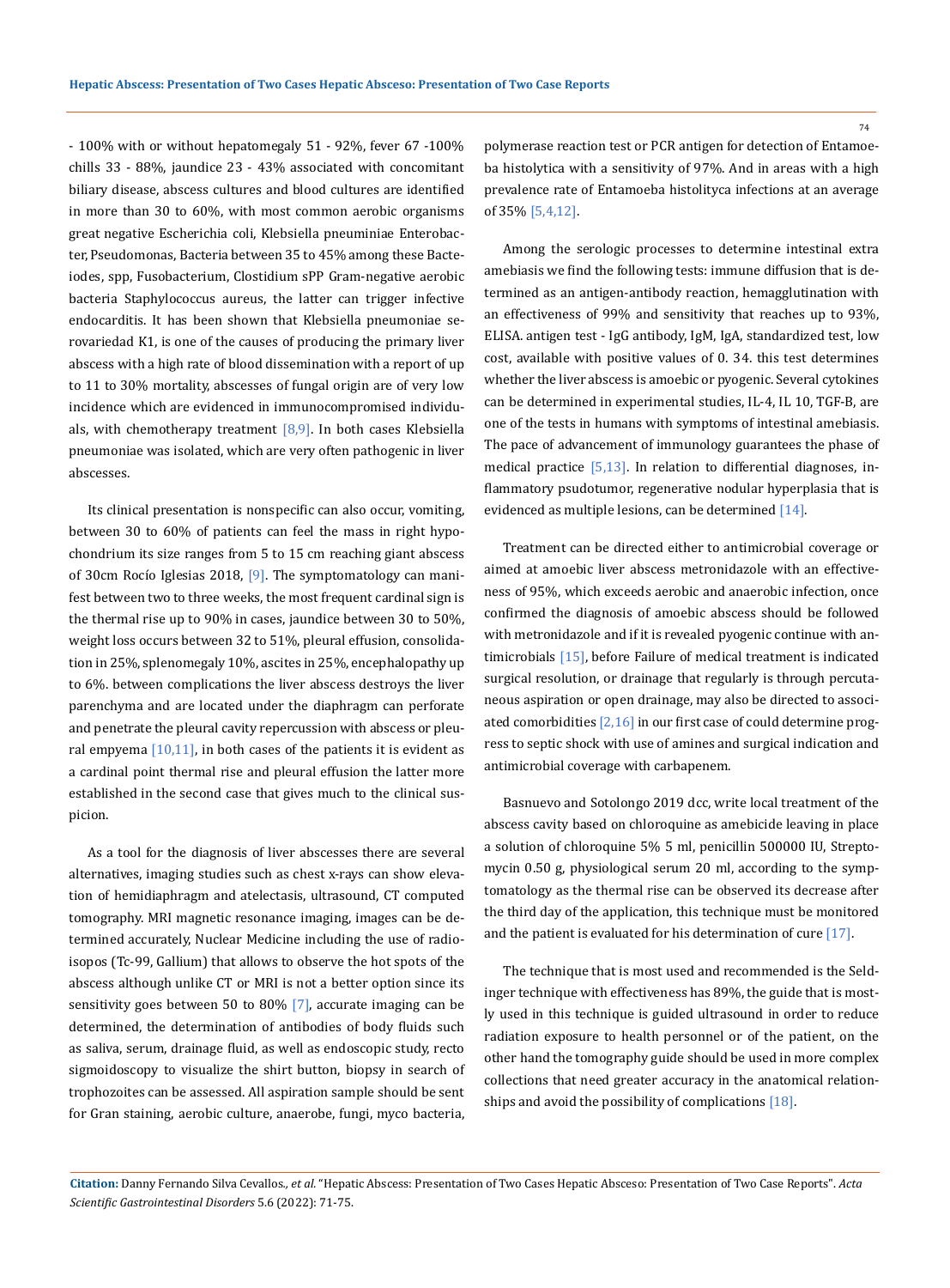- 100% with or without hepatomegaly 51 - 92%, fever 67 -100% chills 33 - 88%, jaundice 23 - 43% associated with concomitant biliary disease, abscess cultures and blood cultures are identified in more than 30 to 60%, with most common aerobic organisms great negative Escherichia coli, Klebsiella pneuminiae Enterobacter, Pseudomonas, Bacteria between 35 to 45% among these Bacteiodes, spp, Fusobacterium, Clostidium sPP Gram-negative aerobic bacteria Staphylococcus aureus, the latter can trigger infective endocarditis. It has been shown that Klebsiella pneumoniae serovariedad K1, is one of the causes of producing the primary liver abscess with a high rate of blood dissemination with a report of up to 11 to 30% mortality, abscesses of fungal origin are of very low incidence which are evidenced in immunocompromised individuals, with chemotherapy treatment [8,9]. In both cases Klebsiella pneumoniae was isolated, which are very often pathogenic in liver abscesses.

Its clinical presentation is nonspecific can also occur, vomiting, between 30 to 60% of patients can feel the mass in right hypochondrium its size ranges from 5 to 15 cm reaching giant abscess of 30cm Rocío Iglesias 2018, [9]. The symptomatology can manifest between two to three weeks, the most frequent cardinal sign is the thermal rise up to 90% in cases, jaundice between 30 to 50%, weight loss occurs between 32 to 51%, pleural effusion, consolidation in 25%, splenomegaly 10%, ascites in 25%, encephalopathy up to 6%. between complications the liver abscess destroys the liver parenchyma and are located under the diaphragm can perforate and penetrate the pleural cavity repercussion with abscess or pleural empyema [10,11], in both cases of the patients it is evident as a cardinal point thermal rise and pleural effusion the latter more established in the second case that gives much to the clinical suspicion.

As a tool for the diagnosis of liver abscesses there are several alternatives, imaging studies such as chest x-rays can show elevation of hemidiaphragm and atelectasis, ultrasound, CT computed tomography. MRI magnetic resonance imaging, images can be determined accurately, Nuclear Medicine including the use of radioisopos (Tc-99, Gallium) that allows to observe the hot spots of the abscess although unlike CT or MRI is not a better option since its sensitivity goes between 50 to 80% [7], accurate imaging can be determined, the determination of antibodies of body fluids such as saliva, serum, drainage fluid, as well as endoscopic study, recto sigmoidoscopy to visualize the shirt button, biopsy in search of trophozoites can be assessed. All aspiration sample should be sent for Gran staining, aerobic culture, anaerobe, fungi, myco bacteria, polymerase reaction test or PCR antigen for detection of Entamoeba histolytica with a sensitivity of 97%. And in areas with a high prevalence rate of Entamoeba histolityca infections at an average of 35% [5,4,12].

Among the serologic processes to determine intestinal extra amebiasis we find the following tests: immune diffusion that is determined as an antigen-antibody reaction, hemagglutination with an effectiveness of 99% and sensitivity that reaches up to 93%, ELISA. antigen test - IgG antibody, IgM, IgA, standardized test, low cost, available with positive values of 0. 34. this test determines whether the liver abscess is amoebic or pyogenic. Several cytokines can be determined in experimental studies, IL-4, IL 10, TGF-B, are one of the tests in humans with symptoms of intestinal amebiasis. The pace of advancement of immunology guarantees the phase of medical practice [5,13]. In relation to differential diagnoses, inflammatory psudotumor, regenerative nodular hyperplasia that is evidenced as multiple lesions, can be determined [14].

Treatment can be directed either to antimicrobial coverage or aimed at amoebic liver abscess metronidazole with an effectiveness of 95%, which exceeds aerobic and anaerobic infection, once confirmed the diagnosis of amoebic abscess should be followed with metronidazole and if it is revealed pyogenic continue with antimicrobials [15], before Failure of medical treatment is indicated surgical resolution, or drainage that regularly is through percutaneous aspiration or open drainage, may also be directed to associated comorbidities [2,16] in our first case of could determine progress to septic shock with use of amines and surgical indication and antimicrobial coverage with carbapenem.

Basnuevo and Sotolongo 2019 dcc, write local treatment of the abscess cavity based on chloroquine as amebicide leaving in place a solution of chloroquine 5% 5 ml, penicillin 500000 IU, Streptomycin 0.50 g, physiological serum 20 ml, according to the symptomatology as the thermal rise can be observed its decrease after the third day of the application, this technique must be monitored and the patient is evaluated for his determination of cure [17].

The technique that is most used and recommended is the Seldinger technique with effectiveness has 89%, the guide that is mostly used in this technique is guided ultrasound in order to reduce radiation exposure to health personnel or of the patient, on the other hand the tomography guide should be used in more complex collections that need greater accuracy in the anatomical relationships and avoid the possibility of complications [18].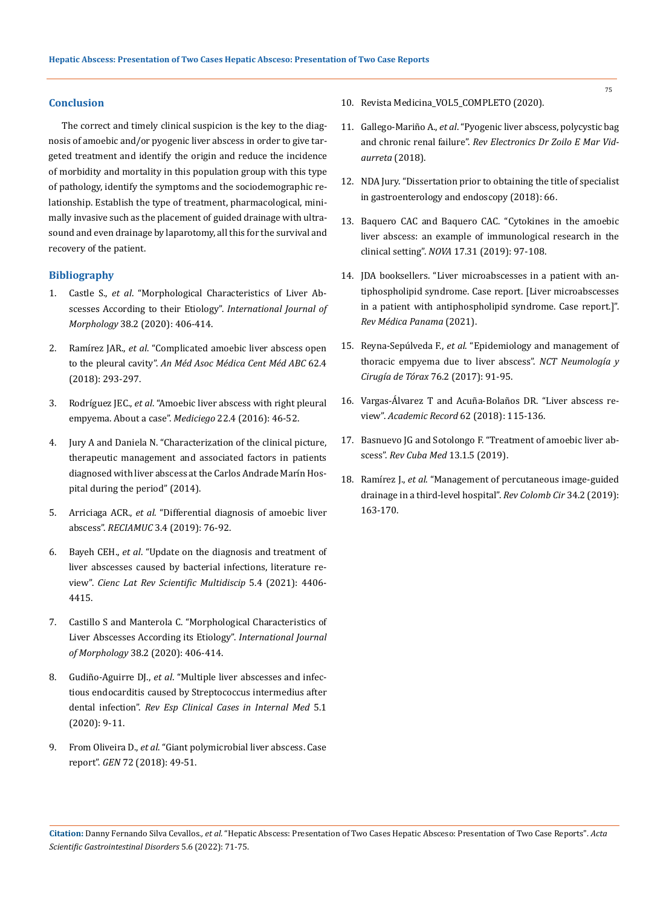## Conclusion

The correct and timely clinical suspicion is the key to the diagnosis of amoebic and/or pyogenic liver abscess in order to give targeted treatment and identify the origin and reduce the incidence of morbidity and mortality in this population group with this type of pathology, identify the symptoms and the sociodemographic relationship. Establish the type of treatment, pharmacological, minimally invasive such as the placement of guided drainage with ultrasound and even drainage by laparotomy, all this for the survival and recovery of the patient.

## Bibliography

1. Castle S., *et al*. "Morphological Characteristics of Liver Abscesses According to their Etiology". *International Journal of Morphology* 38.2 (2020): 406-414.
2. Ramírez JAR., *et al*. "Complicated amoebic liver abscess open to the pleural cavity". *An Méd Asoc Médica Cent Méd ABC* 62.4 (2018): 293-297.
3. Rodríguez JEC., *et al*. "Amoebic liver abscess with right pleural empyema. About a case". *Mediciego* 22.4 (2016): 46-52.
4. Jury A and Daniela N. "Characterization of the clinical picture, therapeutic management and associated factors in patients diagnosed with liver abscess at the Carlos Andrade Marín Hospital during the period" (2014).
5. Arriciaga ACR., *et al*. "Differential diagnosis of amoebic liver abscess". *RECIAMUC* 3.4 (2019): 76-92.
6. Bayeh CEH., *et al*. "Update on the diagnosis and treatment of liver abscesses caused by bacterial infections, literature review". *Cienc Lat Rev Scientific Multidiscip* 5.4 (2021): 4406-4415.
7. Castillo S and Manterola C. "Morphological Characteristics of Liver Abscesses According its Etiology". *International Journal of Morphology* 38.2 (2020): 406-414.
8. Gudiño-Aguirre DJ., *et al*. "Multiple liver abscesses and infectious endocarditis caused by Streptococcus intermedius after dental infection". *Rev Esp Clinical Cases in Internal Med* 5.1 (2020): 9-11.
9. From Oliveira D., *et al*. "Giant polymicrobial liver abscess. Case report". *GEN* 72 (2018): 49-51.
10. Revista Medicina_VOL5_COMPLETO (2020).
11. Gallego-Mariño A., *et al*. "Pyogenic liver abscess, polycystic bag and chronic renal failure". *Rev Electronics Dr Zoilo E Mar Vidaurreta* (2018).
12. NDA Jury. "Dissertation prior to obtaining the title of specialist in gastroenterology and endoscopy (2018): 66.
13. Baquero CAC and Baquero CAC. "Cytokines in the amoebic liver abscess: an example of immunological research in the clinical setting". *NOVA* 17.31 (2019): 97-108.
14. JDA booksellers. "Liver microabscesses in a patient with antiphospholipid syndrome. Case report. [Liver microabscesses in a patient with antiphospholipid syndrome. Case report.]". *Rev Médica Panama* (2021).
15. Reyna-Sepúlveda F., *et al*. "Epidemiology and management of thoracic empyema due to liver abscess". *NCT Neumología y Cirugía de Tórax* 76.2 (2017): 91-95.
16. Vargas-Álvarez T and Acuña-Bolaños DR. "Liver abscess review". *Academic Record* 62 (2018): 115-136.
17. Basnuevo JG and Sotolongo F. "Treatment of amoebic liver abscess". *Rev Cuba Med* 13.1.5 (2019).
18. Ramírez J., *et al*. "Management of percutaneous image-guided drainage in a third-level hospital". *Rev Colomb Cir* 34.2 (2019): 163-170.